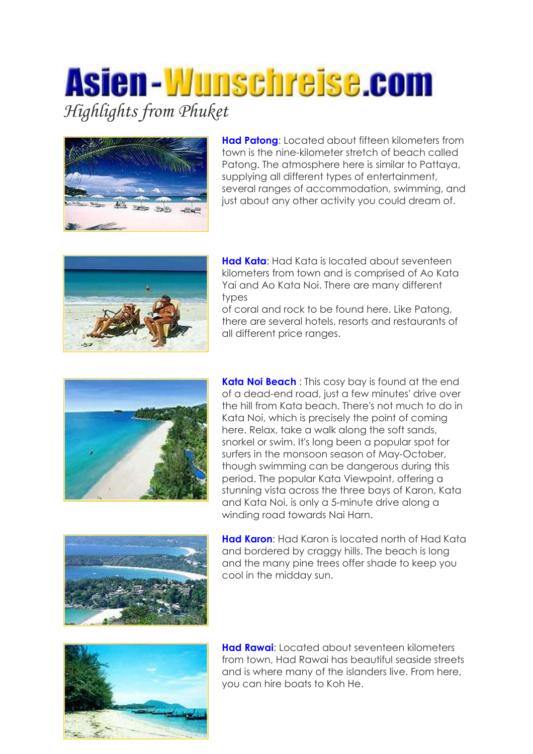# Asien-Wunschreise.com

*Highlights from Phuket*

**Had Patong**: Located about fifteen kilometers from town is the nine-kilometer stretch of beach called Patong. The atmosphere here is similar to Pattaya, supplying all different types of entertainment, several ranges of accommodation, swimming, and just about any other activity you could dream of.

**Had Kata**: Had Kata is located about seventeen kilometers from town and is comprised of Ao Kata Yai and Ao Kata Noi. There are many different types of coral and rock to be found here. Like Patong, there are several hotels, resorts and restaurants of all different price ranges.

**Kata Noi Beach** : This cosy bay is found at the end of a dead-end road, just a few minutes' drive over the hill from Kata beach. There's not much to do in Kata Noi, which is precisely the point of coming here. Relax, take a walk along the soft sands, snorkel or swim. It's long been a popular spot for surfers in the monsoon season of May-October, though swimming can be dangerous during this period. The popular Kata Viewpoint, offering a stunning vista across the three bays of Karon, Kata and Kata Noi, is only a 5-minute drive along a winding road towards Nai Harn.

**Had Karon**: Had Karon is located north of Had Kata and bordered by craggy hills. The beach is long and the many pine trees offer shade to keep you cool in the midday sun.

**Had Rawai**: Located about seventeen kilometers from town, Had Rawai has beautiful seaside streets and is where many of the islanders live. From here, you can hire boats to Koh He.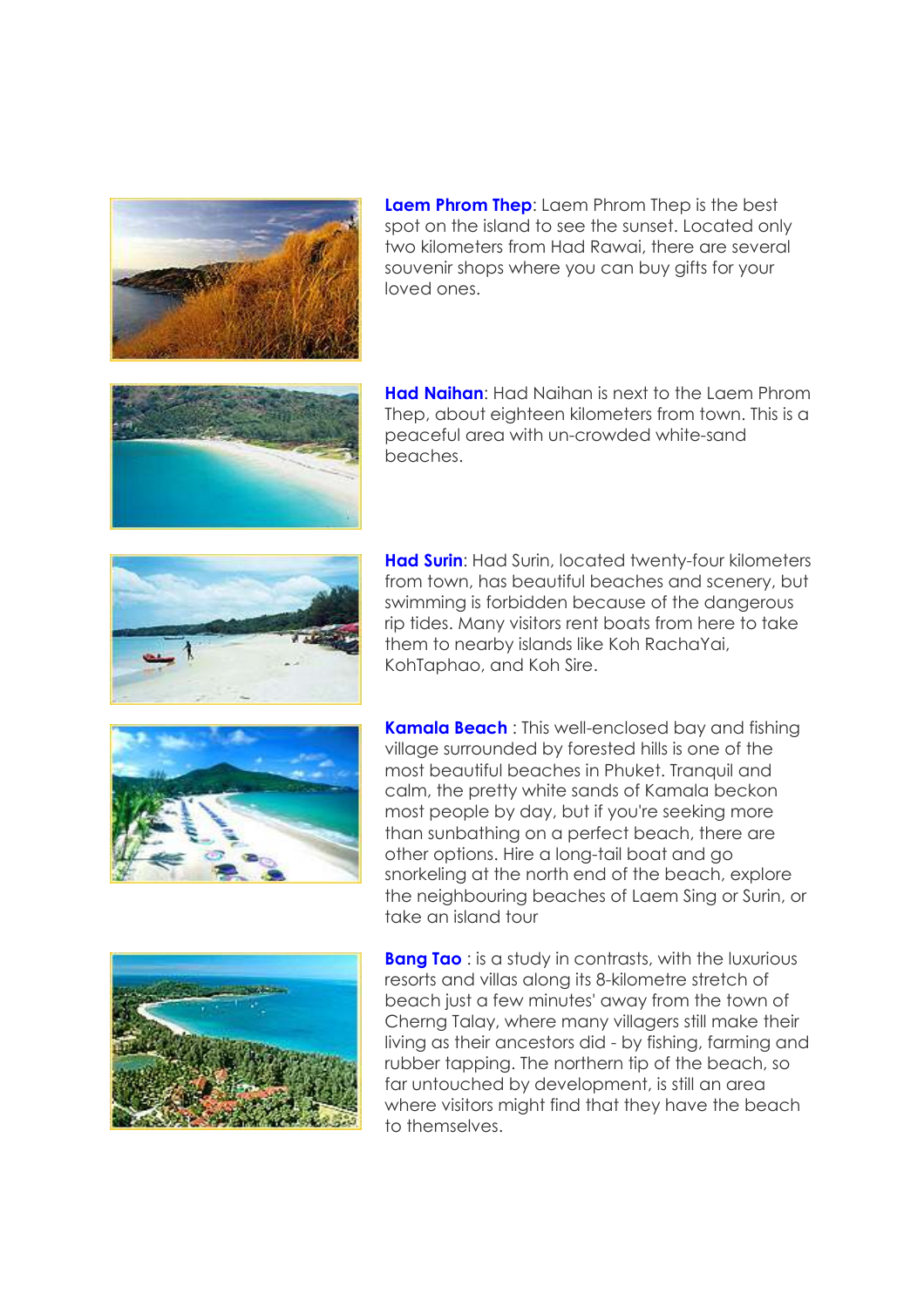**Laem Phrom Thep**: Laem Phrom Thep is the best spot on the island to see the sunset. Located only two kilometers from Had Rawai, there are several souvenir shops where you can buy gifts for your loved ones.

**Had Naihan**: Had Naihan is next to the Laem Phrom Thep, about eighteen kilometers from town. This is a peaceful area with un-crowded white-sand beaches.

**Had Surin**: Had Surin, located twenty-four kilometers from town, has beautiful beaches and scenery, but swimming is forbidden because of the dangerous rip tides. Many visitors rent boats from here to take them to nearby islands like Koh RachaYai, KohTaphao, and Koh Sire.

**Kamala Beach** : This well-enclosed bay and fishing village surrounded by forested hills is one of the most beautiful beaches in Phuket. Tranquil and calm, the pretty white sands of Kamala beckon most people by day, but if you're seeking more than sunbathing on a perfect beach, there are other options. Hire a long-tail boat and go snorkeling at the north end of the beach, explore the neighbouring beaches of Laem Sing or Surin, or take an island tour

**Bang Tao** : is a study in contrasts, with the luxurious resorts and villas along its 8-kilometre stretch of beach just a few minutes' away from the town of Cherng Talay, where many villagers still make their living as their ancestors did - by fishing, farming and rubber tapping. The northern tip of the beach, so far untouched by development, is still an area where visitors might find that they have the beach to themselves.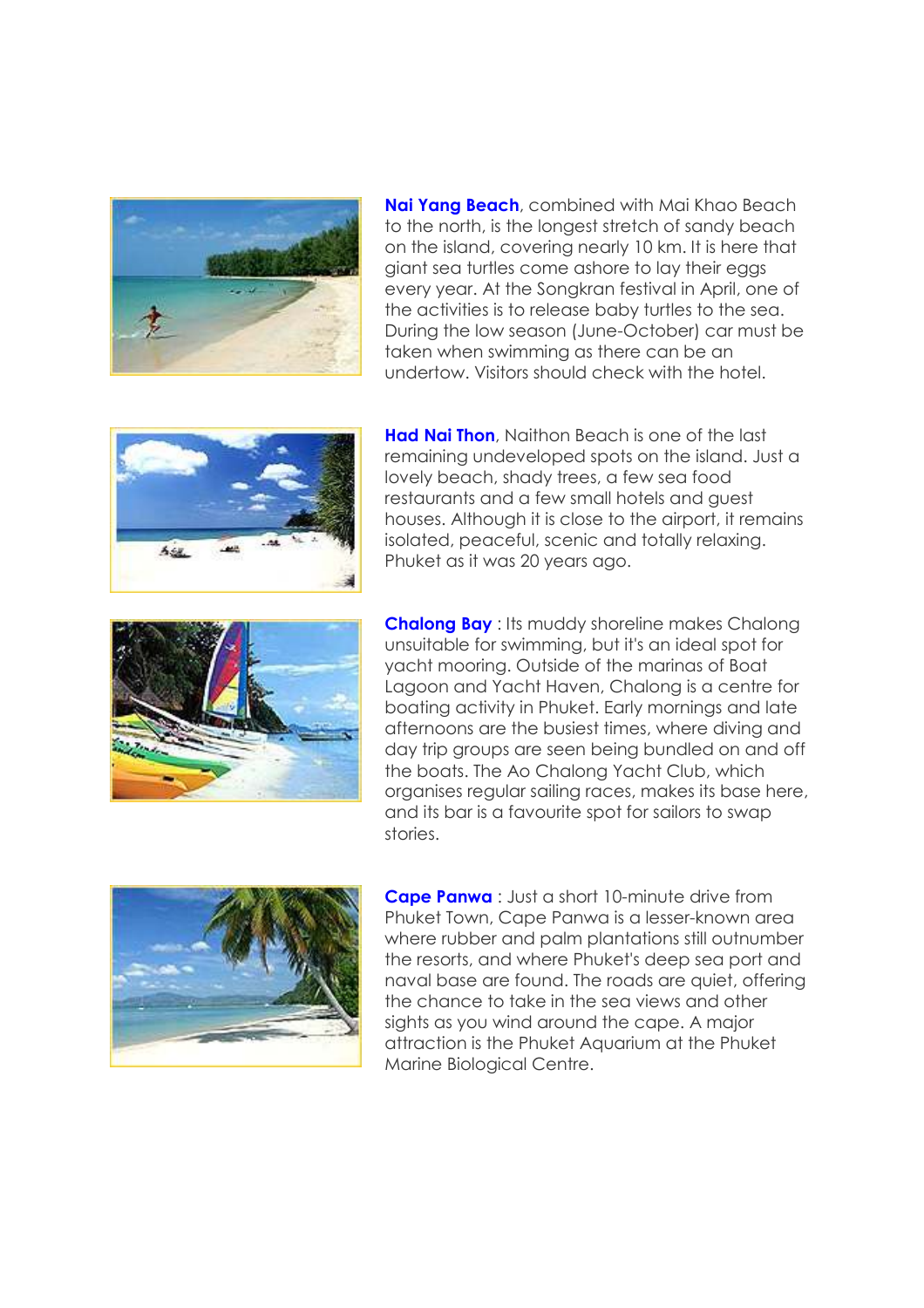**Nai Yang Beach**, combined with Mai Khao Beach to the north, is the longest stretch of sandy beach on the island, covering nearly 10 km. It is here that giant sea turtles come ashore to lay their eggs every year. At the Songkran festival in April, one of the activities is to release baby turtles to the sea. During the low season (June-October) car must be taken when swimming as there can be an undertow. Visitors should check with the hotel.

**Had Nai Thon**, Naithon Beach is one of the last remaining undeveloped spots on the island. Just a lovely beach, shady trees, a few sea food restaurants and a few small hotels and guest houses. Although it is close to the airport, it remains isolated, peaceful, scenic and totally relaxing. Phuket as it was 20 years ago.

**Chalong Bay** : Its muddy shoreline makes Chalong unsuitable for swimming, but it's an ideal spot for yacht mooring. Outside of the marinas of Boat Lagoon and Yacht Haven, Chalong is a centre for boating activity in Phuket. Early mornings and late afternoons are the busiest times, where diving and day trip groups are seen being bundled on and off the boats. The Ao Chalong Yacht Club, which organises regular sailing races, makes its base here, and its bar is a favourite spot for sailors to swap stories.

**Cape Panwa** : Just a short 10-minute drive from Phuket Town, Cape Panwa is a lesser-known area where rubber and palm plantations still outnumber the resorts, and where Phuket's deep sea port and naval base are found. The roads are quiet, offering the chance to take in the sea views and other sights as you wind around the cape. A major attraction is the Phuket Aquarium at the Phuket Marine Biological Centre.